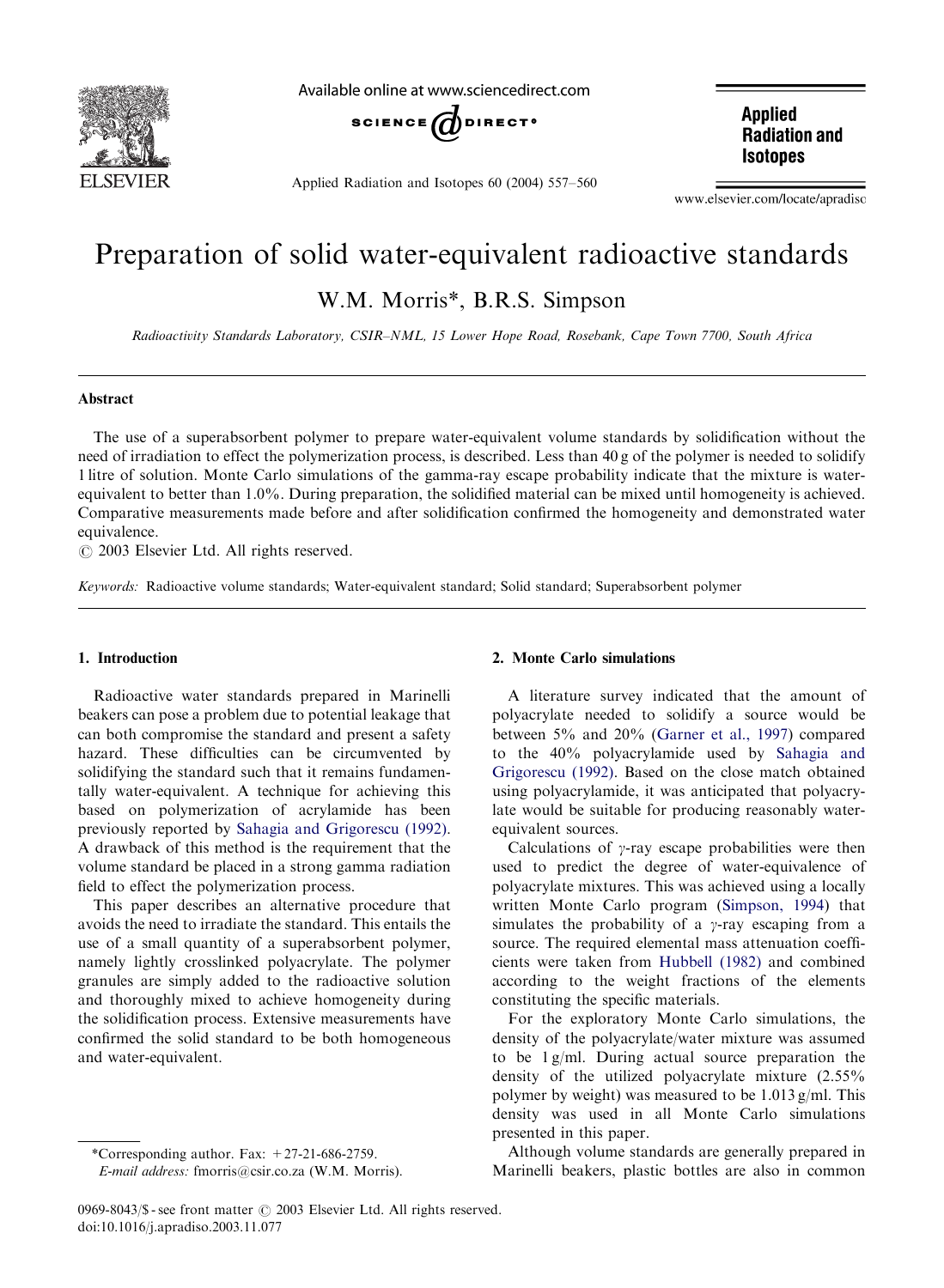# Preparation of solid water-equivalent radioactive standards

W.M. Morris*, B.R.S. Simpson

*Radioactivity Standards Laboratory, CSIR–NML, 15 Lower Hope Road, Rosebank, Cape Town 7700, South Africa*

## Abstract

The use of a superabsorbent polymer to prepare water-equivalent volume standards by solidification without the need of irradiation to effect the polymerization process, is described. Less than 40 g of the polymer is needed to solidify 1 litre of solution. Monte Carlo simulations of the gamma-ray escape probability indicate that the mixture is water-equivalent to better than 1.0%. During preparation, the solidified material can be mixed until homogeneity is achieved. Comparative measurements made before and after solidification confirmed the homogeneity and demonstrated water equivalence.

© 2003 Elsevier Ltd. All rights reserved.

*Keywords:* Radioactive volume standards; Water-equivalent standard; Solid standard; Superabsorbent polymer

## 1. Introduction

Radioactive water standards prepared in Marinelli beakers can pose a problem due to potential leakage that can both compromise the standard and present a safety hazard. These difficulties can be circumvented by solidifying the standard such that it remains fundamentally water-equivalent. A technique for achieving this based on polymerization of acrylamide has been previously reported by Sahagia and Grigorescu (1992). A drawback of this method is the requirement that the volume standard be placed in a strong gamma radiation field to effect the polymerization process.

This paper describes an alternative procedure that avoids the need to irradiate the standard. This entails the use of a small quantity of a superabsorbent polymer, namely lightly crosslinked polyacrylate. The polymer granules are simply added to the radioactive solution and thoroughly mixed to achieve homogeneity during the solidification process. Extensive measurements have confirmed the solid standard to be both homogeneous and water-equivalent.

## 2. Monte Carlo simulations

A literature survey indicated that the amount of polyacrylate needed to solidify a source would be between 5% and 20% (Garner et al., 1997) compared to the 40% polyacrylamide used by Sahagia and Grigorescu (1992). Based on the close match obtained using polyacrylamide, it was anticipated that polyacrylate would be suitable for producing reasonably water-equivalent sources.

Calculations of $\gamma$-ray escape probabilities were then used to predict the degree of water-equivalence of polyacrylate mixtures. This was achieved using a locally written Monte Carlo program (Simpson, 1994) that simulates the probability of a $\gamma$-ray escaping from a source. The required elemental mass attenuation coefficients were taken from Hubbell (1982) and combined according to the weight fractions of the elements constituting the specific materials.

For the exploratory Monte Carlo simulations, the density of the polyacrylate/water mixture was assumed to be 1 g/ml. During actual source preparation the density of the utilized polyacrylate mixture (2.55% polymer by weight) was measured to be 1.013 g/ml. This density was used in all Monte Carlo simulations presented in this paper.

Although volume standards are generally prepared in Marinelli beakers, plastic bottles are also in common

*Corresponding author. Fax: +27-21-686-2759.
*E-mail address:* fmorris@csir.co.za (W.M. Morris).

0969-8043/$ - see front matter © 2003 Elsevier Ltd. All rights reserved.
doi:10.1016/j.apradiso.2003.11.077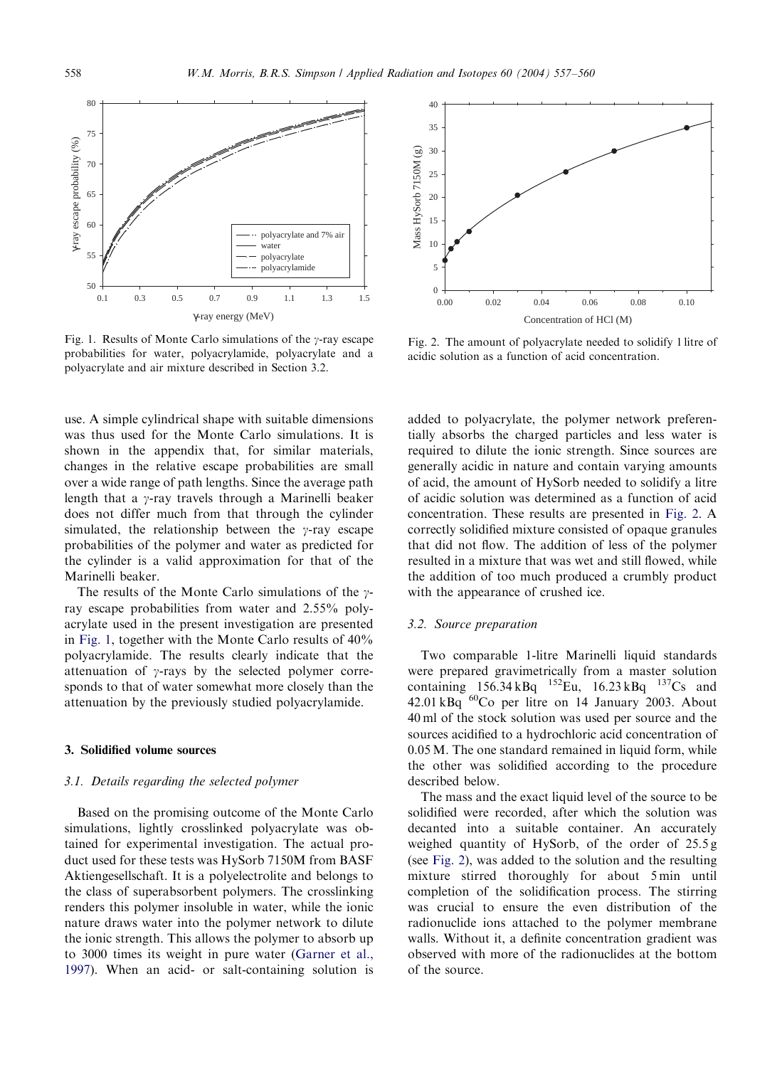Fig. 1. Results of Monte Carlo simulations of the $\gamma$-ray escape probabilities for water, polyacrylamide, polyacrylate and a polyacrylate and air mixture described in Section 3.2.

Fig. 2. The amount of polyacrylate needed to solidify 1 litre of acidic solution as a function of acid concentration.

use. A simple cylindrical shape with suitable dimensions was thus used for the Monte Carlo simulations. It is shown in the appendix that, for similar materials, changes in the relative escape probabilities are small over a wide range of path lengths. Since the average path length that a $\gamma$-ray travels through a Marinelli beaker does not differ much from that through the cylinder simulated, the relationship between the $\gamma$-ray escape probabilities of the polymer and water as predicted for the cylinder is a valid approximation for that of the Marinelli beaker.

The results of the Monte Carlo simulations of the $\gamma$-ray escape probabilities from water and 2.55% polyacrylate used in the present investigation are presented in Fig. 1, together with the Monte Carlo results of 40% polyacrylamide. The results clearly indicate that the attenuation of $\gamma$-rays by the selected polymer corresponds to that of water somewhat more closely than the attenuation by the previously studied polyacrylamide.

## 3. Solidified volume sources

### 3.1. Details regarding the selected polymer

Based on the promising outcome of the Monte Carlo simulations, lightly crosslinked polyacrylate was obtained for experimental investigation. The actual product used for these tests was HySorb 7150M from BASF Aktiengesellschaft. It is a polyelectrolite and belongs to the class of superabsorbent polymers. The crosslinking renders this polymer insoluble in water, while the ionic nature draws water into the polymer network to dilute the ionic strength. This allows the polymer to absorb up to 3000 times its weight in pure water (Garner et al., 1997). When an acid- or salt-containing solution is added to polyacrylate, the polymer network preferentially absorbs the charged particles and less water is required to dilute the ionic strength. Since sources are generally acidic in nature and contain varying amounts of acid, the amount of HySorb needed to solidify a litre of acidic solution was determined as a function of acid concentration. These results are presented in Fig. 2. A correctly solidified mixture consisted of opaque granules that did not flow. The addition of less of the polymer resulted in a mixture that was wet and still flowed, while the addition of too much produced a crumbly product with the appearance of crushed ice.

### 3.2. Source preparation

Two comparable 1-litre Marinelli liquid standards were prepared gravimetrically from a master solution containing 156.34 kBq $^{152}$Eu, 16.23 kBq $^{137}$Cs and 42.01 kBq $^{60}$Co per litre on 14 January 2003. About 40 ml of the stock solution was used per source and the sources acidified to a hydrochloric acid concentration of 0.05 M. The one standard remained in liquid form, while the other was solidified according to the procedure described below.

The mass and the exact liquid level of the source to be solidified were recorded, after which the solution was decanted into a suitable container. An accurately weighed quantity of HySorb, of the order of 25.5 g (see Fig. 2), was added to the solution and the resulting mixture stirred thoroughly for about 5 min until completion of the solidification process. The stirring was crucial to ensure the even distribution of the radionuclide ions attached to the polymer membrane walls. Without it, a definite concentration gradient was observed with more of the radionuclides at the bottom of the source.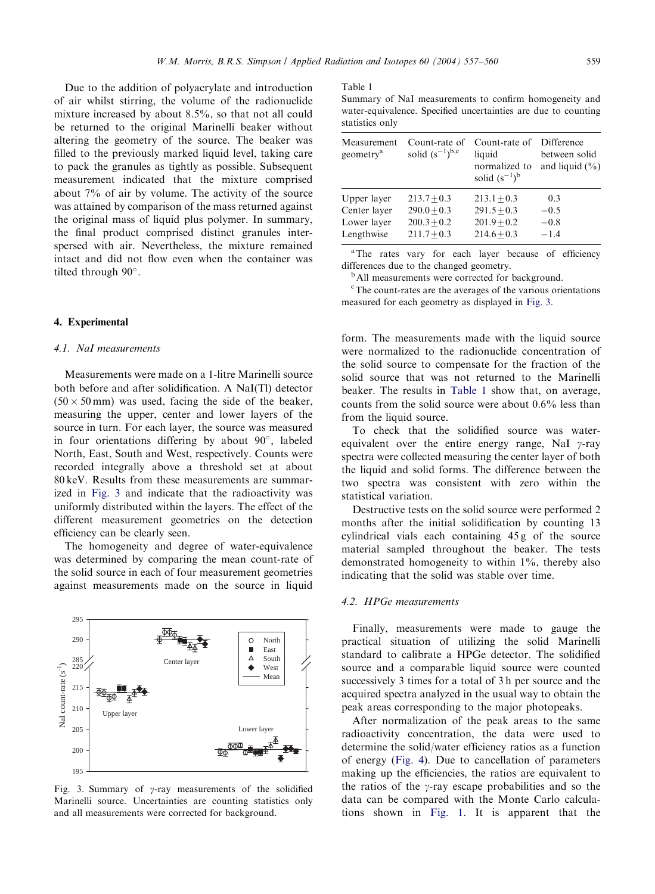Due to the addition of polyacrylate and introduction of air whilst stirring, the volume of the radionuclide mixture increased by about 8.5%, so that not all could be returned to the original Marinelli beaker without altering the geometry of the source. The beaker was filled to the previously marked liquid level, taking care to pack the granules as tightly as possible. Subsequent measurement indicated that the mixture comprised about 7% of air by volume. The activity of the source was attained by comparison of the mass returned against the original mass of liquid plus polymer. In summary, the final product comprised distinct granules interspersed with air. Nevertheless, the mixture remained intact and did not flow even when the container was tilted through 90°.

## 4. Experimental

### 4.1. NaI measurements

Measurements were made on a 1-litre Marinelli source both before and after solidification. A NaI(Tl) detector ($50 \times 50$ mm) was used, facing the side of the beaker, measuring the upper, center and lower layers of the source in turn. For each layer, the source was measured in four orientations differing by about 90°, labeled North, East, South and West, respectively. Counts were recorded integrally above a threshold set at about 80 keV. Results from these measurements are summarized in Fig. 3 and indicate that the radioactivity was uniformly distributed within the layers. The effect of the different measurement geometries on the detection efficiency can be clearly seen.

The homogeneity and degree of water-equivalence was determined by comparing the mean count-rate of the solid source in each of four measurement geometries against measurements made on the source in liquid form. The measurements made with the liquid source were normalized to the radionuclide concentration of the solid source to compensate for the fraction of the solid source that was not returned to the Marinelli beaker. The results in Table 1 show that, on average, counts from the solid source were about 0.6% less than from the liquid source.

Fig. 3. Summary of $\gamma$-ray measurements of the solidified Marinelli source. Uncertainties are counting statistics only and all measurements were corrected for background.

Table 1
Summary of NaI measurements to confirm homogeneity and water-equivalence. Specified uncertainties are due to counting statistics only

| Measurement geometry[a] | Count-rate of solid ($s^{-1}$)[b,c] | Count-rate of liquid normalized to solid ($s^{-1}$)[b] | Difference between solid and liquid (%) |
|---|---|---|---|
| Upper layer | $213.7 \pm 0.3$ | $213.1 \pm 0.3$ | 0.3 |
| Center layer | $290.0 \pm 0.3$ | $291.5 \pm 0.3$ | −0.5 |
| Lower layer | $200.3 \pm 0.2$ | $201.9 \pm 0.2$ | −0.8 |
| Lengthwise | $211.7 \pm 0.3$ | $214.6 \pm 0.3$ | −1.4 |

[a] The rates vary for each layer because of efficiency differences due to the changed geometry.
[b] All measurements were corrected for background.
[c] The count-rates are the averages of the various orientations measured for each geometry as displayed in Fig. 3.

To check that the solidified source was water-equivalent over the entire energy range, NaI $\gamma$-ray spectra were collected measuring the center layer of both the liquid and solid forms. The difference between the two spectra was consistent with zero within the statistical variation.

Destructive tests on the solid source were performed 2 months after the initial solidification by counting 13 cylindrical vials each containing 45 g of the source material sampled throughout the beaker. The tests demonstrated homogeneity to within 1%, thereby also indicating that the solid was stable over time.

### 4.2. HPGe measurements

Finally, measurements were made to gauge the practical situation of utilizing the solid Marinelli standard to calibrate a HPGe detector. The solidified source and a comparable liquid source were counted successively 3 times for a total of 3 h per source and the acquired spectra analyzed in the usual way to obtain the peak areas corresponding to the major photopeaks.

After normalization of the peak areas to the same radioactivity concentration, the data were used to determine the solid/water efficiency ratios as a function of energy (Fig. 4). Due to cancellation of parameters making up the efficiencies, the ratios are equivalent to the ratios of the $\gamma$-ray escape probabilities and so the data can be compared with the Monte Carlo calculations shown in Fig. 1. It is apparent that the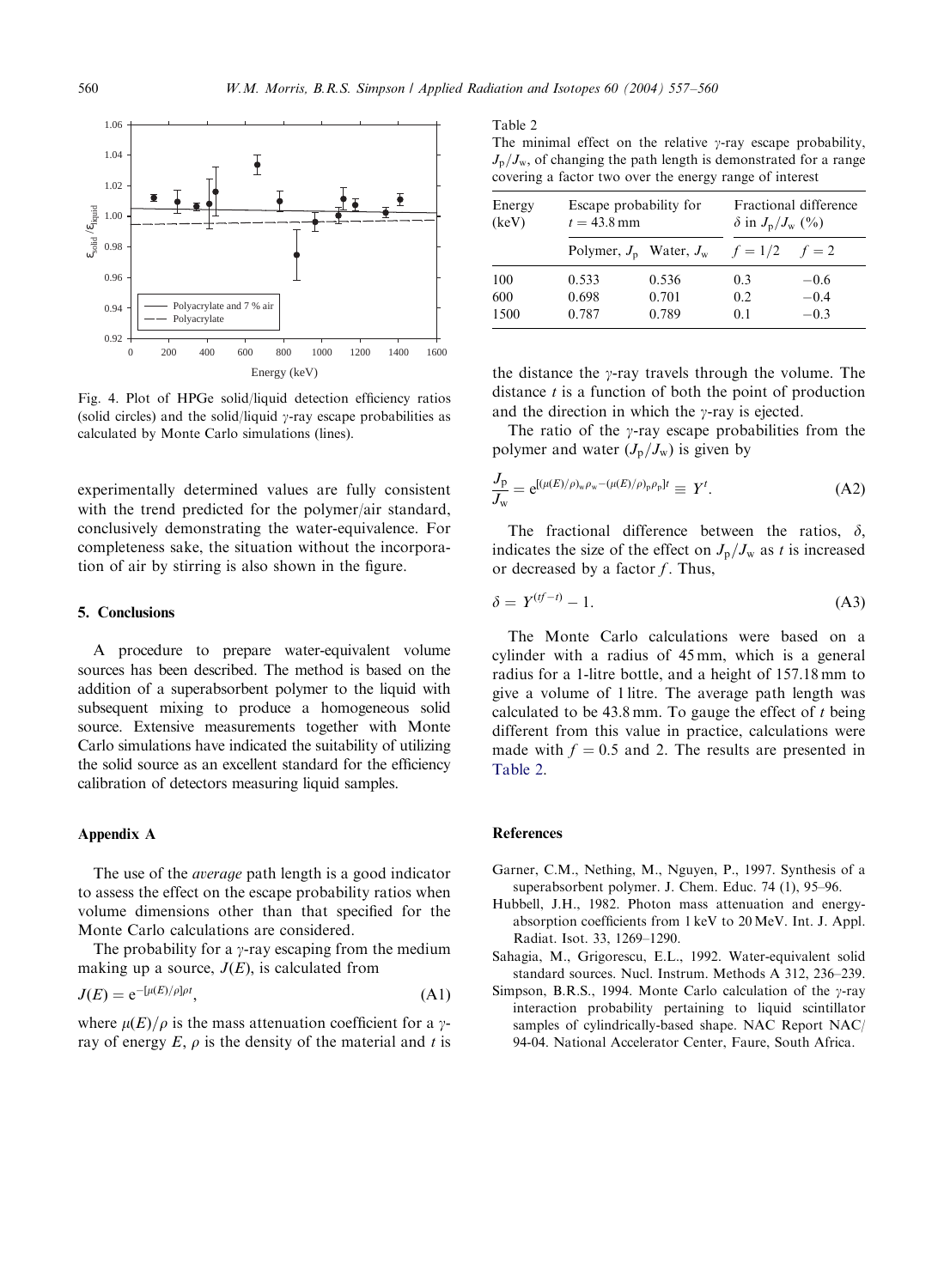1.06
1.04
1.02
1.00
0.98
0.96
0.94
0.92
$\varepsilon_{solid} / \varepsilon_{liquid}$
0 200 400 600 800 1000 1200 1400 1600
Energy (keV)
Polyacrylate and 7 % air
Polyacrylate

Fig. 4. Plot of HPGe solid/liquid detection efficiency ratios (solid circles) and the solid/liquid $\gamma$-ray escape probabilities as calculated by Monte Carlo simulations (lines).

experimentally determined values are fully consistent with the trend predicted for the polymer/air standard, conclusively demonstrating the water-equivalence. For completeness sake, the situation without the incorporation of air by stirring is also shown in the figure.

## 5. Conclusions

A procedure to prepare water-equivalent volume sources has been described. The method is based on the addition of a superabsorbent polymer to the liquid with subsequent mixing to produce a homogeneous solid source. Extensive measurements together with Monte Carlo simulations have indicated the suitability of utilizing the solid source as an excellent standard for the efficiency calibration of detectors measuring liquid samples.

## Appendix A

The use of the *average* path length is a good indicator to assess the effect on the escape probability ratios when volume dimensions other than that specified for the Monte Carlo calculations are considered.

The probability for a $\gamma$-ray escaping from the medium making up a source, $J(E)$, is calculated from

$$J(E) = e^{-[\mu(E)/\rho]\rho t}, \tag{A1}$$

where $\mu(E)/\rho$ is the mass attenuation coefficient for a $\gamma$-ray of energy $E$, $\rho$ is the density of the material and $t$ is the distance the $\gamma$-ray travels through the volume. The distance $t$ is a function of both the point of production and the direction in which the $\gamma$-ray is ejected.

The ratio of the $\gamma$-ray escape probabilities from the polymer and water ($J_p/J_w$) is given by

$$\frac{J_p}{J_w} = e^{[(\mu(E)/\rho)_w \rho_w - (\mu(E)/\rho)_p \rho_p]t} \equiv Y^t. \tag{A2}$$

The fractional difference between the ratios, $\delta$, indicates the size of the effect on $J_p/J_w$ as $t$ is increased or decreased by a factor $f$. Thus,

$$\delta = Y^{(tf-t)} - 1. \tag{A3}$$

The Monte Carlo calculations were based on a cylinder with a radius of 45 mm, which is a general radius for a 1-litre bottle, and a height of 157.18 mm to give a volume of 1 litre. The average path length was calculated to be 43.8 mm. To gauge the effect of $t$ being different from this value in practice, calculations were made with $f = 0.5$ and 2. The results are presented in Table 2.

Table 2
The minimal effect on the relative $\gamma$-ray escape probability, $J_p/J_w$, of changing the path length is demonstrated for a range covering a factor two over the energy range of interest

| Energy (keV) | Escape probability for $t = 43.8$ mm | | Fractional difference $\delta$ in $J_p/J_w$ (%) | |
|---|---|---|---|---|
| | Polymer, $J_p$ | Water, $J_w$ | $f = 1/2$ | $f = 2$ |
| 100 | 0.533 | 0.536 | 0.3 | −0.6 |
| 600 | 0.698 | 0.701 | 0.2 | −0.4 |
| 1500 | 0.787 | 0.789 | 0.1 | −0.3 |

## References

Garner, C.M., Nething, M., Nguyen, P., 1997. Synthesis of a superabsorbent polymer. J. Chem. Educ. 74 (1), 95–96.

Hubbell, J.H., 1982. Photon mass attenuation and energy-absorption coefficients from 1 keV to 20 MeV. Int. J. Appl. Radiat. Isot. 33, 1269–1290.

Sahagia, M., Grigorescu, E.L., 1992. Water-equivalent solid standard sources. Nucl. Instrum. Methods A 312, 236–239.

Simpson, B.R.S., 1994. Monte Carlo calculation of the $\gamma$-ray interaction probability pertaining to liquid scintillator samples of cylindrically-based shape. NAC Report NAC/94-04. National Accelerator Center, Faure, South Africa.